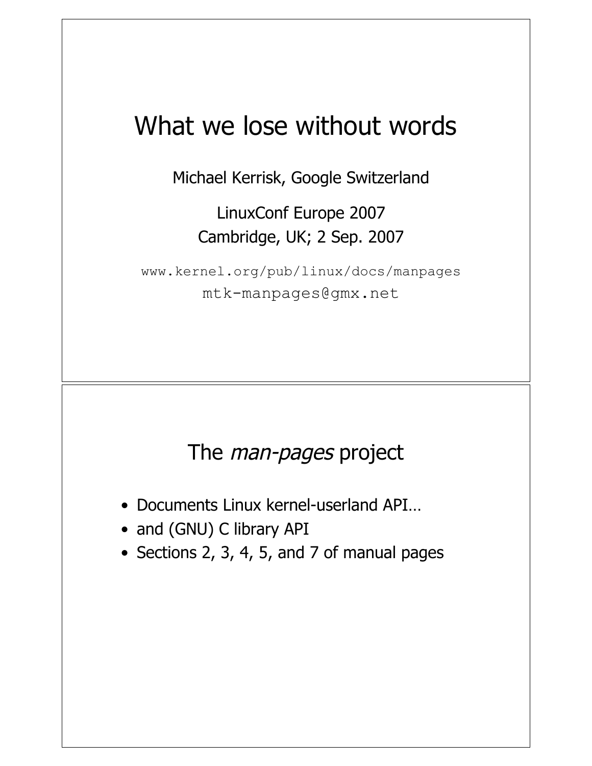# What we lose without words

Michael Kerrisk, Google Switzerland

LinuxConf Europe 2007
Cambridge, UK; 2 Sep. 2007

`www.kernel.org/pub/linux/docs/manpages`
`mtk-manpages@gmx.net`

## The *man-pages* project

- Documents Linux kernel-userland API…
- and (GNU) C library API
- Sections 2, 3, 4, 5, and 7 of manual pages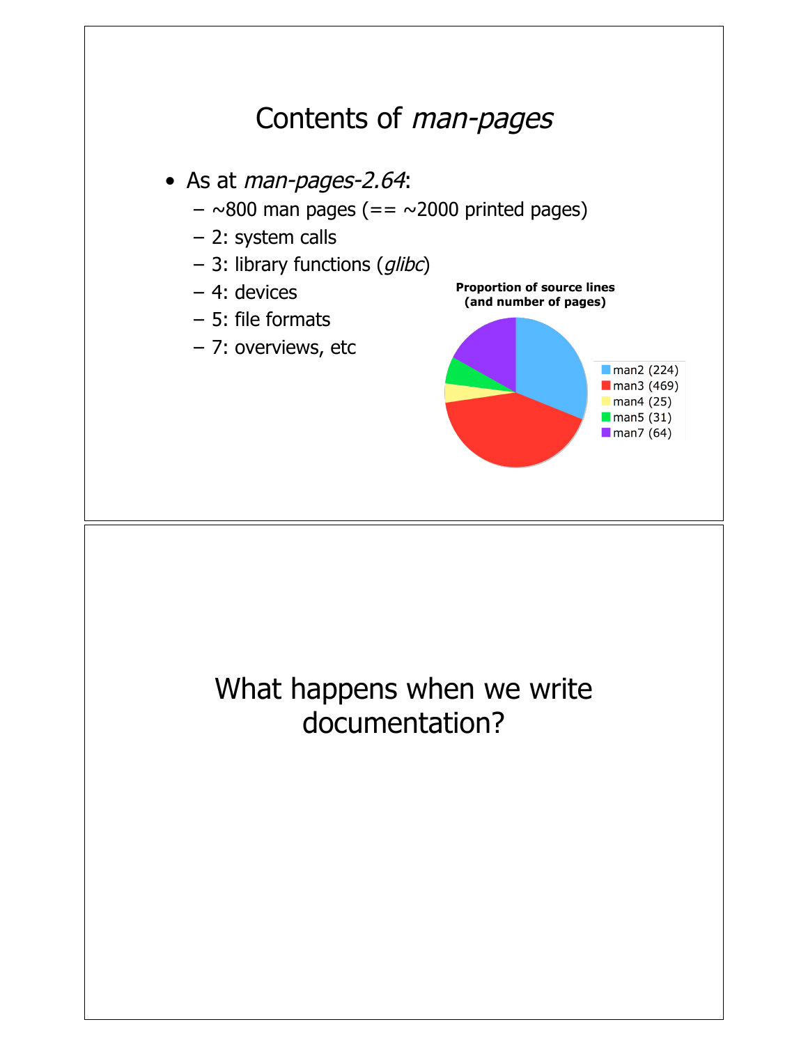# Contents of *man-pages*

- As at *man-pages-2.64*:
  - ~800 man pages (== ~2000 printed pages)
  - 2: system calls
  - 3: library functions (*glibc*)
  - 4: devices
  - 5: file formats
  - 7: overviews, etc

**Proportion of source lines (and number of pages)**

- man2 (224)
- man3 (469)
- man4 (25)
- man5 (31)
- man7 (64)

# What happens when we write documentation?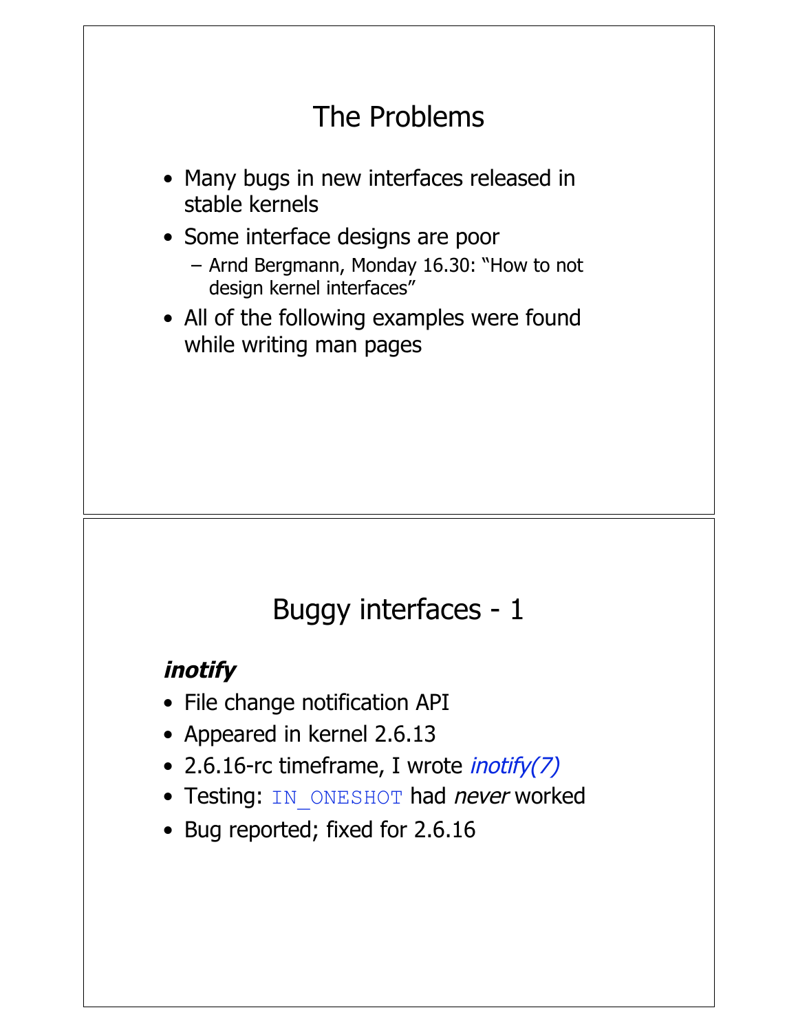# The Problems

- Many bugs in new interfaces released in stable kernels
- Some interface designs are poor
  - Arnd Bergmann, Monday 16.30: "How to not design kernel interfaces"
- All of the following examples were found while writing man pages

# Buggy interfaces - 1

***inotify***

- File change notification API
- Appeared in kernel 2.6.13
- 2.6.16-rc timeframe, I wrote *inotify(7)*
- Testing: `IN_ONESHOT` had *never* worked
- Bug reported; fixed for 2.6.16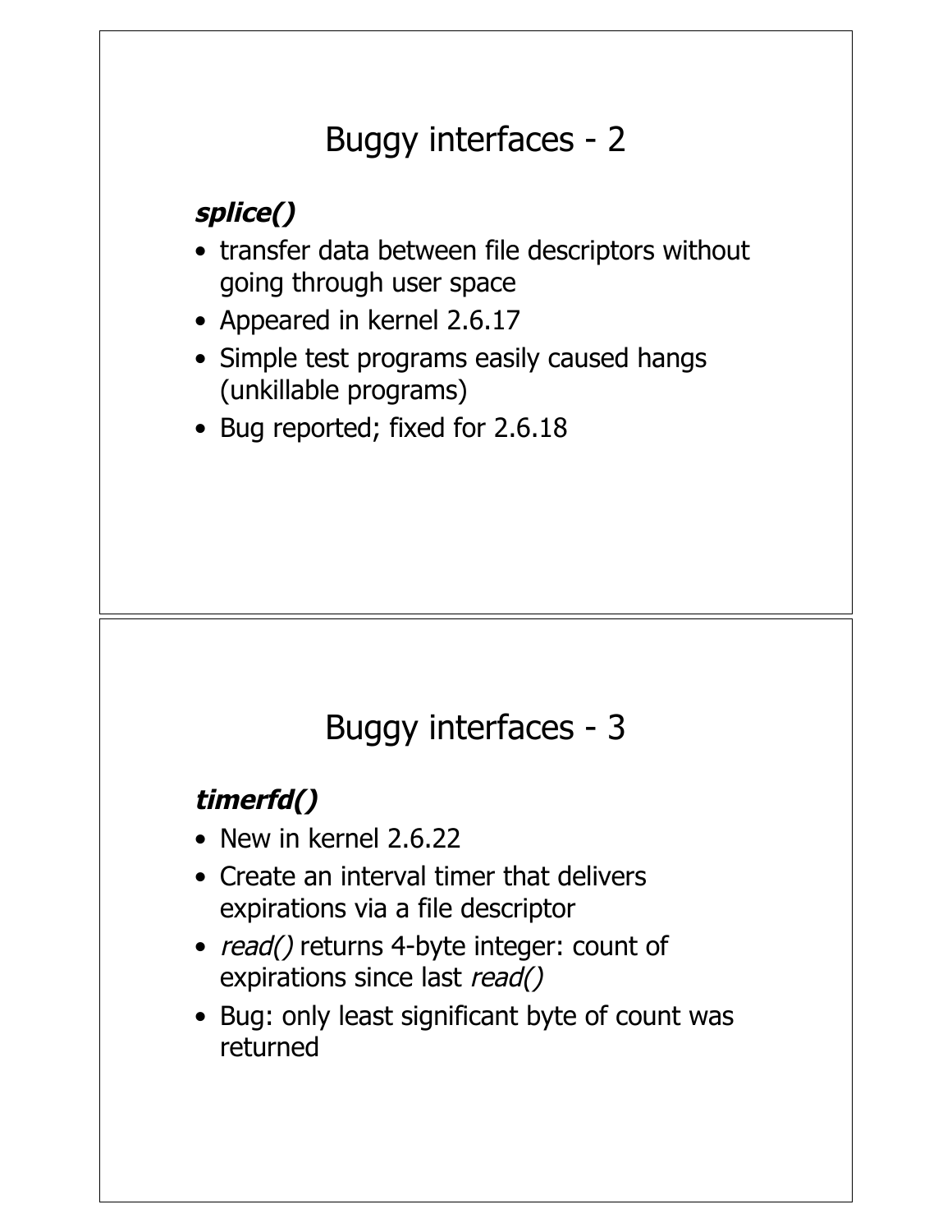## Buggy interfaces - 2

***splice()***

- transfer data between file descriptors without going through user space
- Appeared in kernel 2.6.17
- Simple test programs easily caused hangs (unkillable programs)
- Bug reported; fixed for 2.6.18

## Buggy interfaces - 3

***timerfd()***

- New in kernel 2.6.22
- Create an interval timer that delivers expirations via a file descriptor
- *read()* returns 4-byte integer: count of expirations since last *read()*
- Bug: only least significant byte of count was returned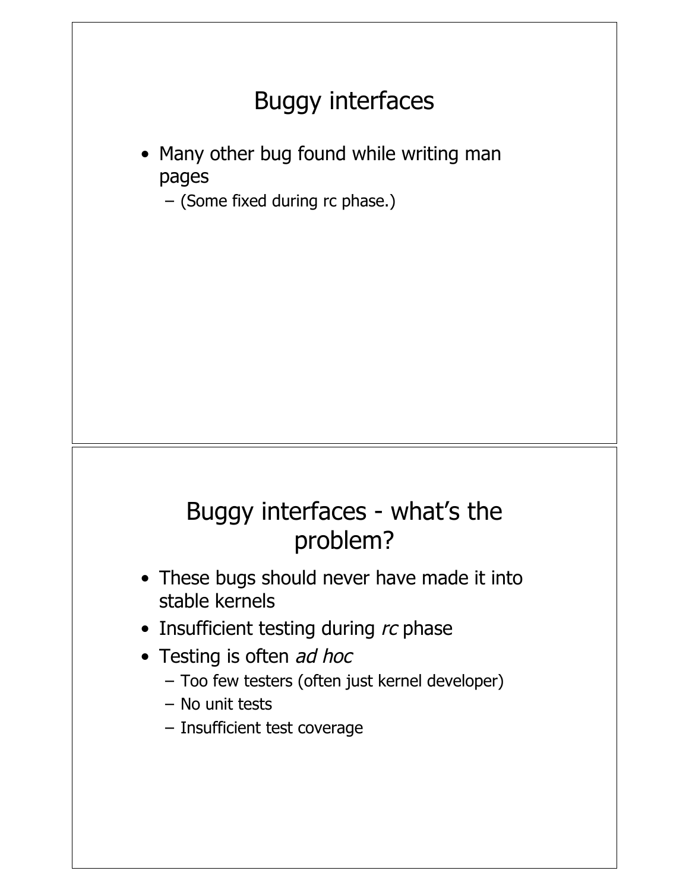# Buggy interfaces

- Many other bug found while writing man pages
  - (Some fixed during rc phase.)

# Buggy interfaces - what's the problem?

- These bugs should never have made it into stable kernels
- Insufficient testing during *rc* phase
- Testing is often *ad hoc*
  - Too few testers (often just kernel developer)
  - No unit tests
  - Insufficient test coverage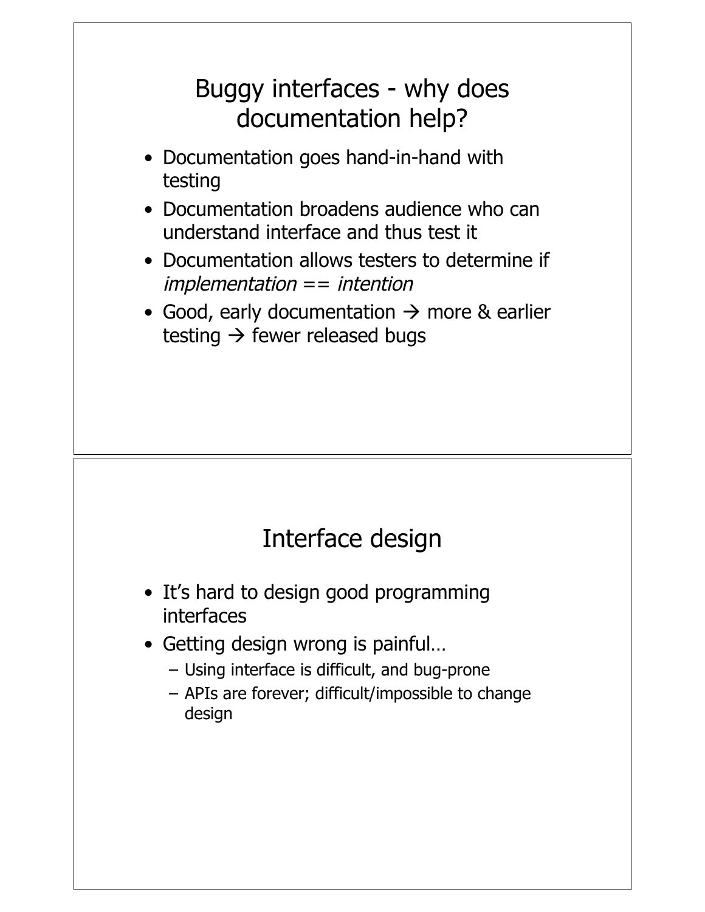## Buggy interfaces - why does documentation help?

- Documentation goes hand-in-hand with testing
- Documentation broadens audience who can understand interface and thus test it
- Documentation allows testers to determine if *implementation == intention*
- Good, early documentation → more & earlier testing → fewer released bugs

## Interface design

- It's hard to design good programming interfaces
- Getting design wrong is painful…
  - Using interface is difficult, and bug-prone
  - APIs are forever; difficult/impossible to change design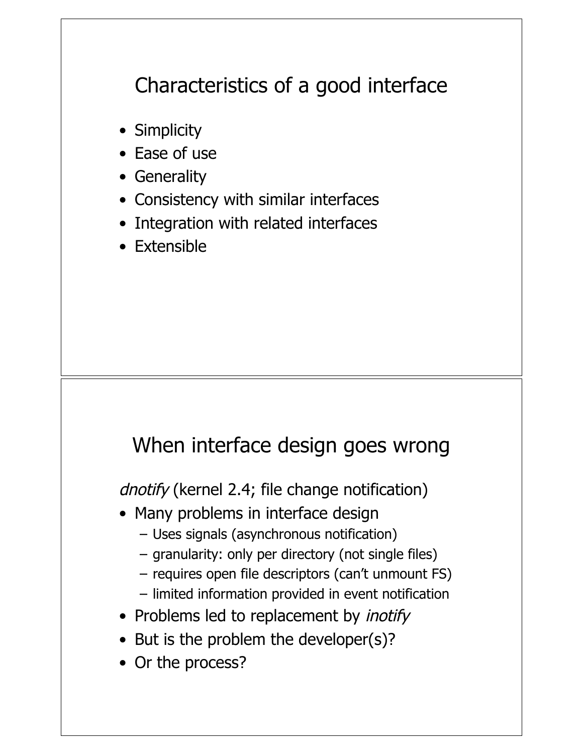## Characteristics of a good interface

- Simplicity
- Ease of use
- Generality
- Consistency with similar interfaces
- Integration with related interfaces
- Extensible

## When interface design goes wrong

*dnotify* (kernel 2.4; file change notification)

- Many problems in interface design
  - Uses signals (asynchronous notification)
  - granularity: only per directory (not single files)
  - requires open file descriptors (can't unmount FS)
  - limited information provided in event notification
- Problems led to replacement by *inotify*
- But is the problem the developer(s)?
- Or the process?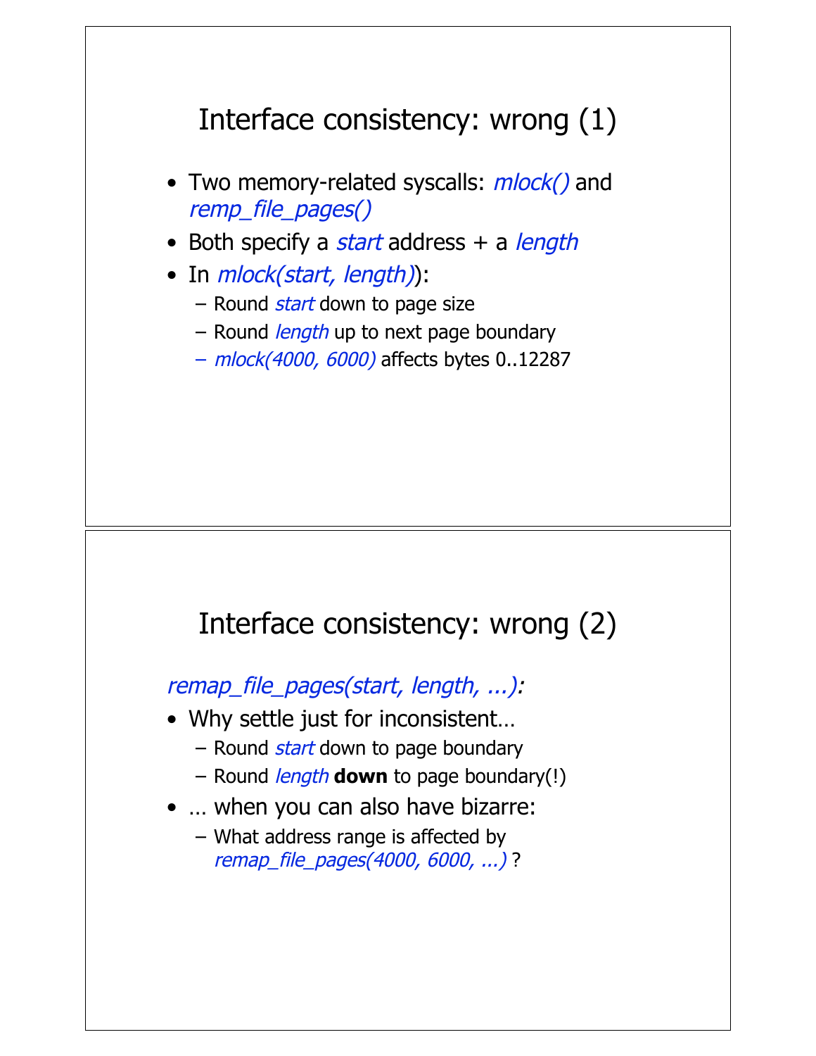## Interface consistency: wrong (1)

- Two memory-related syscalls: *mlock()* and *remp_file_pages()*
- Both specify a *start* address + a *length*
- In *mlock(start, length)*):
  - Round *start* down to page size
  - Round *length* up to next page boundary
  - *mlock(4000, 6000)* affects bytes 0..12287

## Interface consistency: wrong (2)

*remap_file_pages(start, length, ...):*

- Why settle just for inconsistent…
  - Round *start* down to page boundary
  - Round *length* **down** to page boundary(!)
- … when you can also have bizarre:
  - What address range is affected by *remap_file_pages(4000, 6000, ...)* ?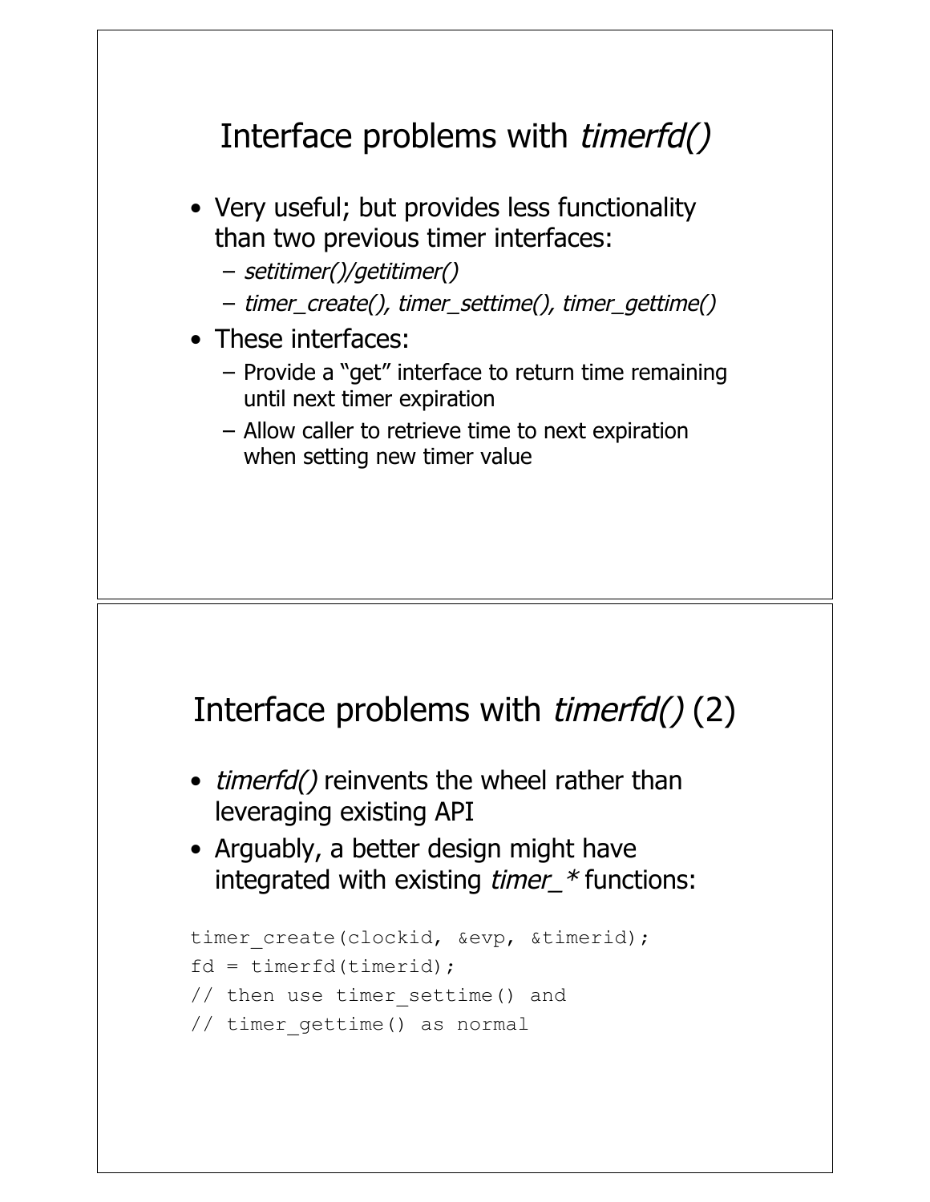## Interface problems with *timerfd()*

- Very useful; but provides less functionality than two previous timer interfaces:
  - *setitimer()/getitimer()*
  - *timer_create(), timer_settime(), timer_gettime()*
- These interfaces:
  - Provide a "get" interface to return time remaining until next timer expiration
  - Allow caller to retrieve time to next expiration when setting new timer value

## Interface problems with *timerfd()* (2)

- *timerfd()* reinvents the wheel rather than leveraging existing API
- Arguably, a better design might have integrated with existing *timer_** functions:

```
timer_create(clockid, &evp, &timerid);
fd = timerfd(timerid);
// then use timer_settime() and
// timer_gettime() as normal
```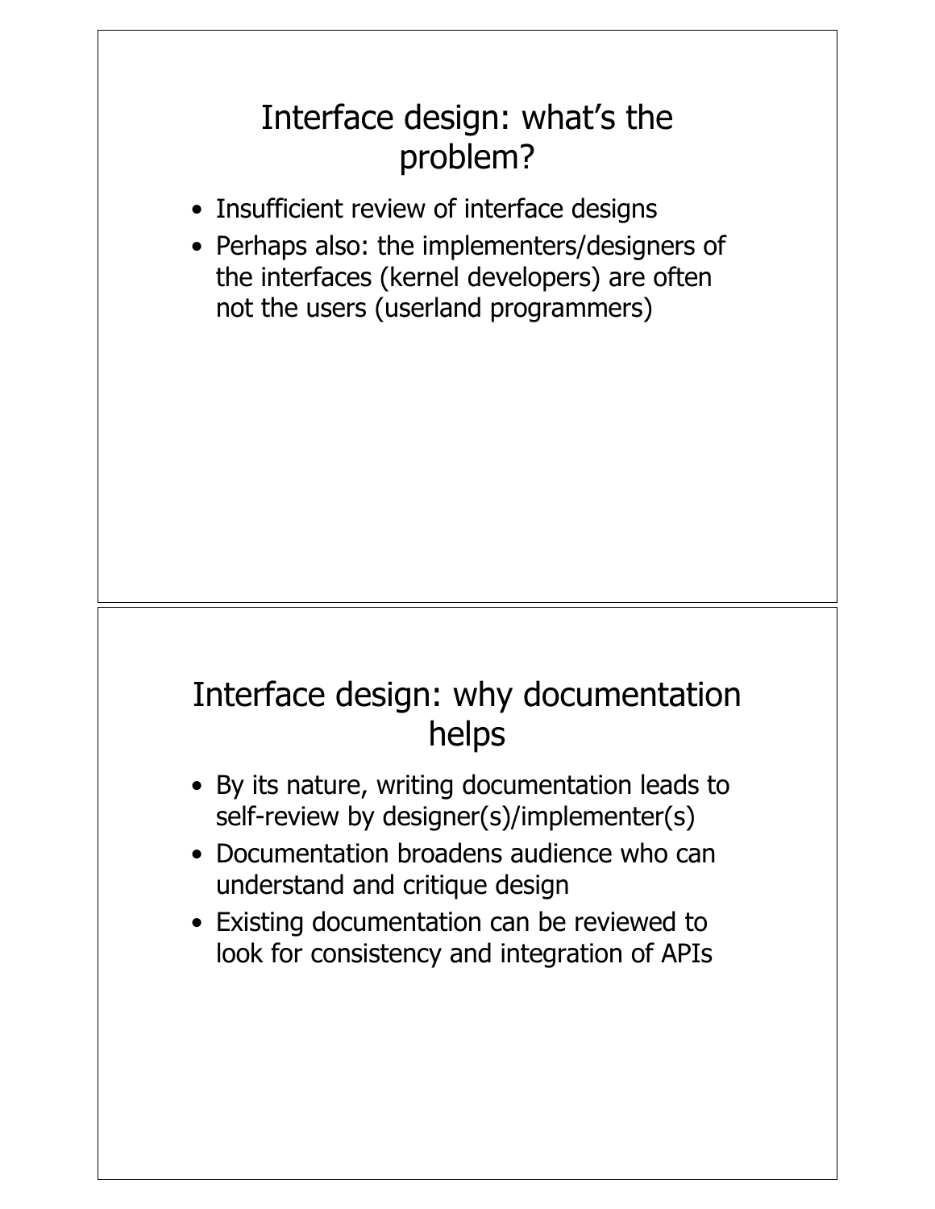## Interface design: what's the problem?

- Insufficient review of interface designs
- Perhaps also: the implementers/designers of the interfaces (kernel developers) are often not the users (userland programmers)

## Interface design: why documentation helps

- By its nature, writing documentation leads to self-review by designer(s)/implementer(s)
- Documentation broadens audience who can understand and critique design
- Existing documentation can be reviewed to look for consistency and integration of APIs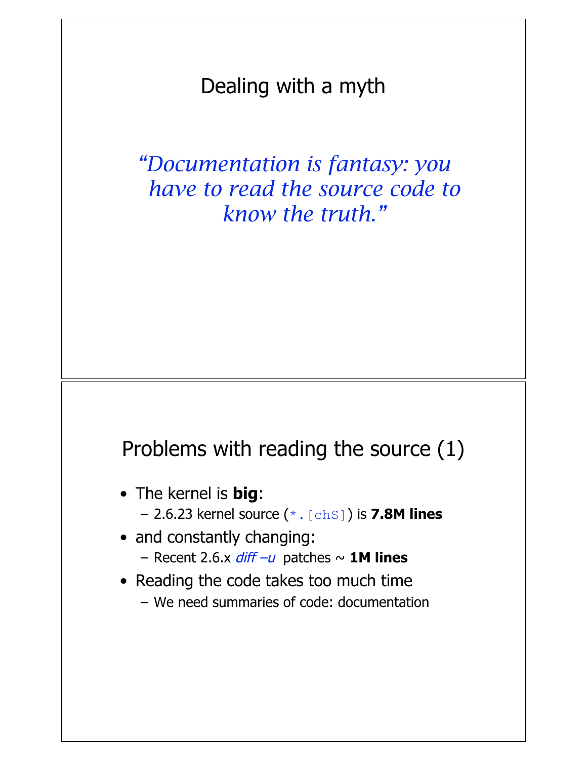## Dealing with a myth

*"Documentation is fantasy: you have to read the source code to know the truth."*

## Problems with reading the source (1)

- The kernel is **big**:
  - 2.6.23 kernel source (`*.[chS]`) is **7.8M lines**
- and constantly changing:
  - Recent 2.6.x *diff –u* patches ~ **1M lines**
- Reading the code takes too much time
  - We need summaries of code: documentation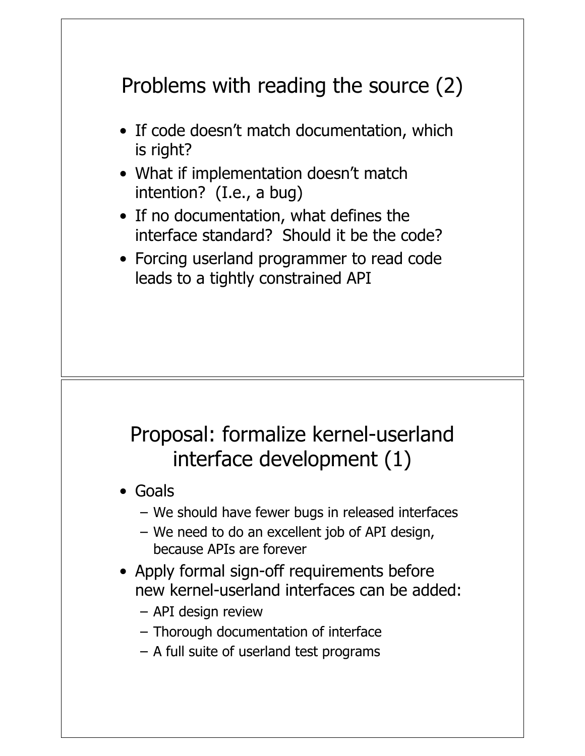## Problems with reading the source (2)

- If code doesn't match documentation, which is right?
- What if implementation doesn't match intention? (I.e., a bug)
- If no documentation, what defines the interface standard? Should it be the code?
- Forcing userland programmer to read code leads to a tightly constrained API

## Proposal: formalize kernel-userland interface development (1)

- Goals
  - We should have fewer bugs in released interfaces
  - We need to do an excellent job of API design, because APIs are forever
- Apply formal sign-off requirements before new kernel-userland interfaces can be added:
  - API design review
  - Thorough documentation of interface
  - A full suite of userland test programs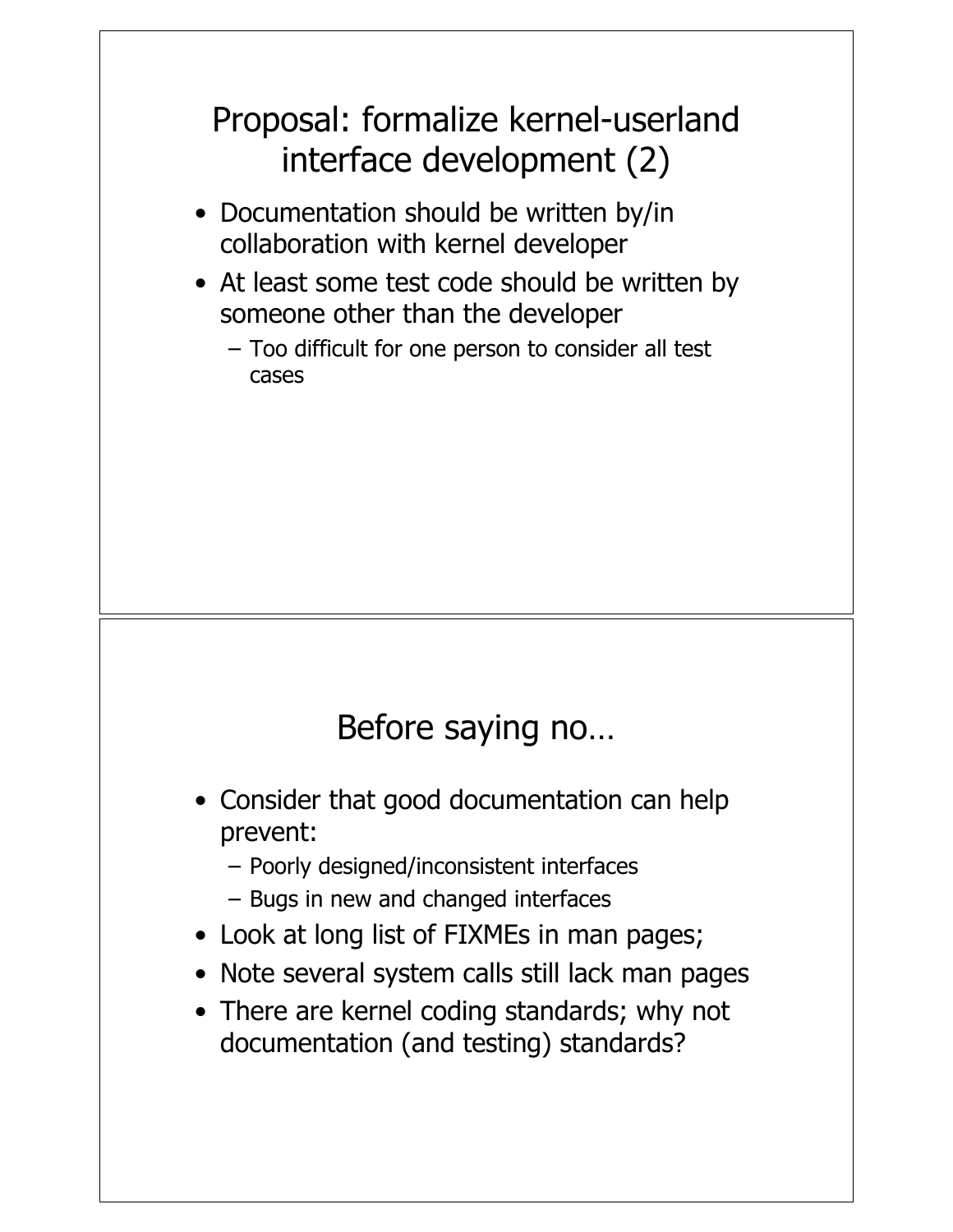## Proposal: formalize kernel-userland interface development (2)

- Documentation should be written by/in collaboration with kernel developer
- At least some test code should be written by someone other than the developer
  - Too difficult for one person to consider all test cases

## Before saying no…

- Consider that good documentation can help prevent:
  - Poorly designed/inconsistent interfaces
  - Bugs in new and changed interfaces
- Look at long list of FIXMEs in man pages;
- Note several system calls still lack man pages
- There are kernel coding standards; why not documentation (and testing) standards?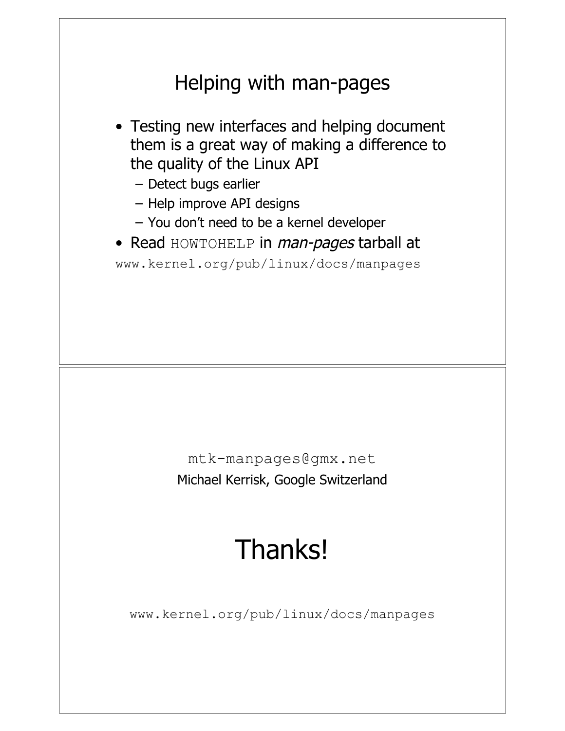## Helping with man-pages

- Testing new interfaces and helping document them is a great way of making a difference to the quality of the Linux API
  - Detect bugs earlier
  - Help improve API designs
  - You don't need to be a kernel developer
- Read `HOWTOHELP` in *man-pages* tarball at

`www.kernel.org/pub/linux/docs/manpages`

`mtk-manpages@gmx.net`

Michael Kerrisk, Google Switzerland

# Thanks!

`www.kernel.org/pub/linux/docs/manpages`